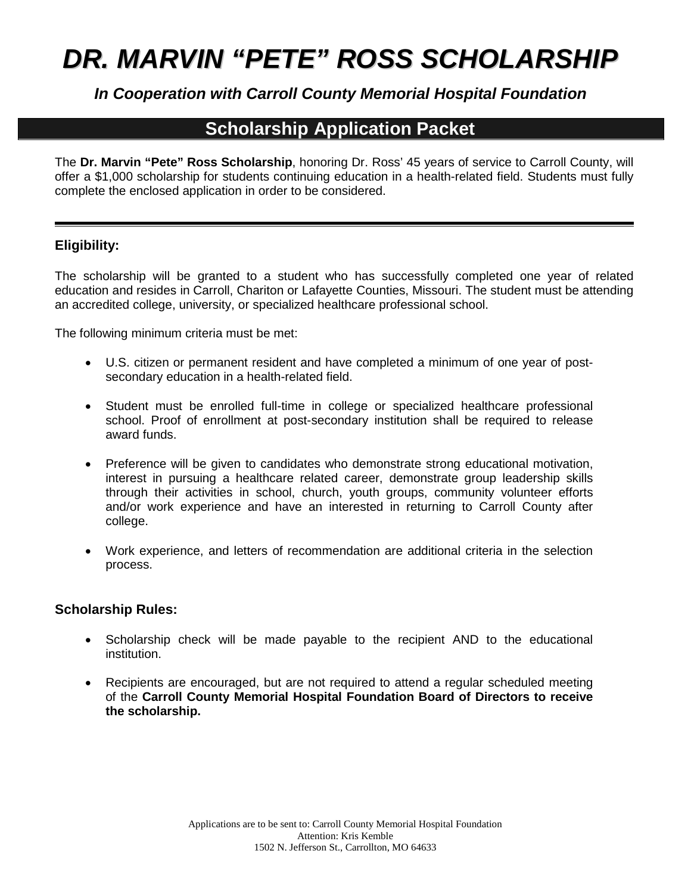# *DR. MARVIN "PETE" ROSS SCHOLARSHIP*

***In Cooperation with Carroll County Memorial Hospital Foundation***

## Scholarship Application Packet

The **Dr. Marvin "Pete" Ross Scholarship**, honoring Dr. Ross' 45 years of service to Carroll County, will offer a $1,000 scholarship for students continuing education in a health-related field. Students must fully complete the enclosed application in order to be considered.

---

### Eligibility:

The scholarship will be granted to a student who has successfully completed one year of related education and resides in Carroll, Chariton or Lafayette Counties, Missouri. The student must be attending an accredited college, university, or specialized healthcare professional school.

The following minimum criteria must be met:

- U.S. citizen or permanent resident and have completed a minimum of one year of post-secondary education in a health-related field.
- Student must be enrolled full-time in college or specialized healthcare professional school. Proof of enrollment at post-secondary institution shall be required to release award funds.
- Preference will be given to candidates who demonstrate strong educational motivation, interest in pursuing a healthcare related career, demonstrate group leadership skills through their activities in school, church, youth groups, community volunteer efforts and/or work experience and have an interested in returning to Carroll County after college.
- Work experience, and letters of recommendation are additional criteria in the selection process.

### Scholarship Rules:

- Scholarship check will be made payable to the recipient AND to the educational institution.
- Recipients are encouraged, but are not required to attend a regular scheduled meeting of the **Carroll County Memorial Hospital Foundation Board of Directors to receive the scholarship.**

Applications are to be sent to: Carroll County Memorial Hospital Foundation
Attention: Kris Kemble
1502 N. Jefferson St., Carrollton, MO 64633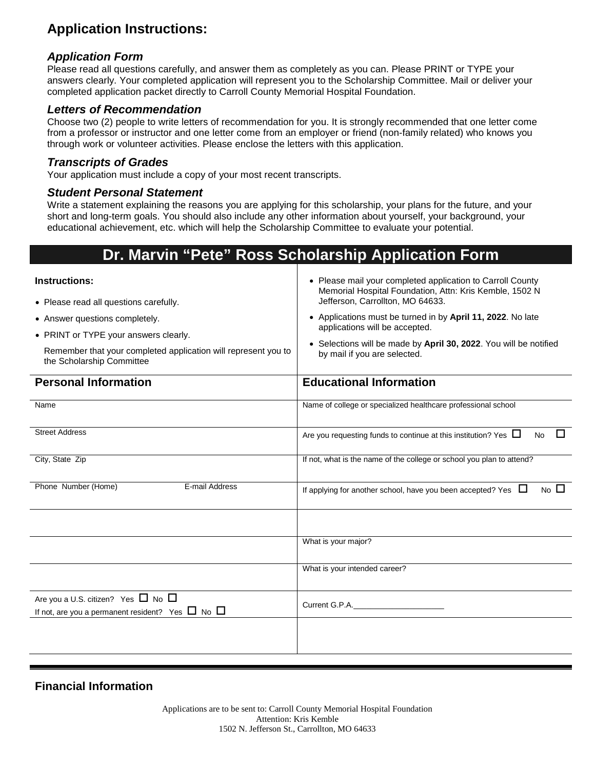## Application Instructions:

### *Application Form*

Please read all questions carefully, and answer them as completely as you can. Please PRINT or TYPE your answers clearly. Your completed application will represent you to the Scholarship Committee. Mail or deliver your completed application packet directly to Carroll County Memorial Hospital Foundation.

### *Letters of Recommendation*

Choose two (2) people to write letters of recommendation for you. It is strongly recommended that one letter come from a professor or instructor and one letter come from an employer or friend (non-family related) who knows you through work or volunteer activities. Please enclose the letters with this application.

### *Transcripts of Grades*

Your application must include a copy of your most recent transcripts.

### *Student Personal Statement*

Write a statement explaining the reasons you are applying for this scholarship, your plans for the future, and your short and long-term goals. You should also include any other information about yourself, your background, your educational achievement, etc. which will help the Scholarship Committee to evaluate your potential.

# Dr. Marvin "Pete" Ross Scholarship Application Form

**Instructions:**

- Please read all questions carefully.
- Answer questions completely.
- PRINT or TYPE your answers clearly.

Remember that your completed application will represent you to the Scholarship Committee

- Please mail your completed application to Carroll County Memorial Hospital Foundation, Attn: Kris Kemble, 1502 N Jefferson, Carrollton, MO 64633.
- Applications must be turned in by **April 11, 2022**. No late applications will be accepted.
- Selections will be made by **April 30, 2022**. You will be notified by mail if you are selected.

| **Personal Information** | **Educational Information** |
|---|---|
| Name | Name of college or specialized healthcare professional school |
| Street Address | Are you requesting funds to continue at this institution? Yes ☐ No ☐ |
| City, State Zip | If not, what is the name of the college or school you plan to attend? |
| Phone Number (Home) E-mail Address | If applying for another school, have you been accepted? Yes ☐ No ☐ |
| | |
| | What is your major? |
| | What is your intended career? |
| Are you a U.S. citizen? Yes ☐ No ☐<br>If not, are you a permanent resident? Yes ☐ No ☐ | Current G.P.A.____________________ |
| | |

### Financial Information

Applications are to be sent to: Carroll County Memorial Hospital Foundation
Attention: Kris Kemble
1502 N. Jefferson St., Carrollton, MO 64633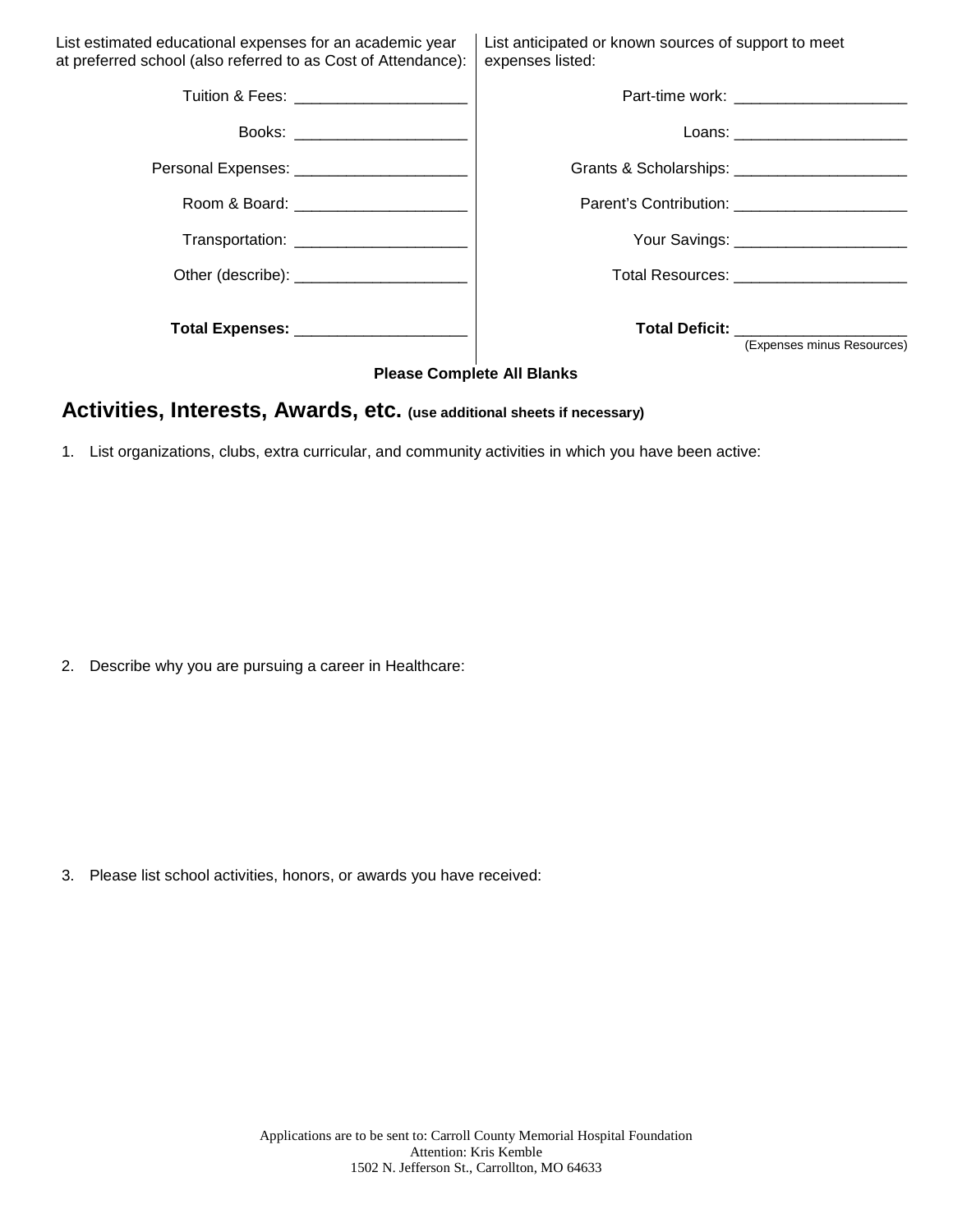| List estimated educational expenses for an academic year at preferred school (also referred to as Cost of Attendance): | | List anticipated or known sources of support to meet expenses listed: | |
|---|---|---|---|
| Tuition & Fees: | ____________________ | Part-time work: | ____________________ |
| Books: | ____________________ | Loans: | ____________________ |
| Personal Expenses: | ____________________ | Grants & Scholarships: | ____________________ |
| Room & Board: | ____________________ | Parent's Contribution: | ____________________ |
| Transportation: | ____________________ | Your Savings: | ____________________ |
| Other (describe): | ____________________ | Total Resources: | ____________________ |
| **Total Expenses:** | ____________________ | **Total Deficit:** | ____________________ (Expenses minus Resources) |

**Please Complete All Blanks**

## Activities, Interests, Awards, etc. **(use additional sheets if necessary)**

1. List organizations, clubs, extra curricular, and community activities in which you have been active:

2. Describe why you are pursuing a career in Healthcare:

3. Please list school activities, honors, or awards you have received:

Applications are to be sent to: Carroll County Memorial Hospital Foundation
Attention: Kris Kemble
1502 N. Jefferson St., Carrollton, MO 64633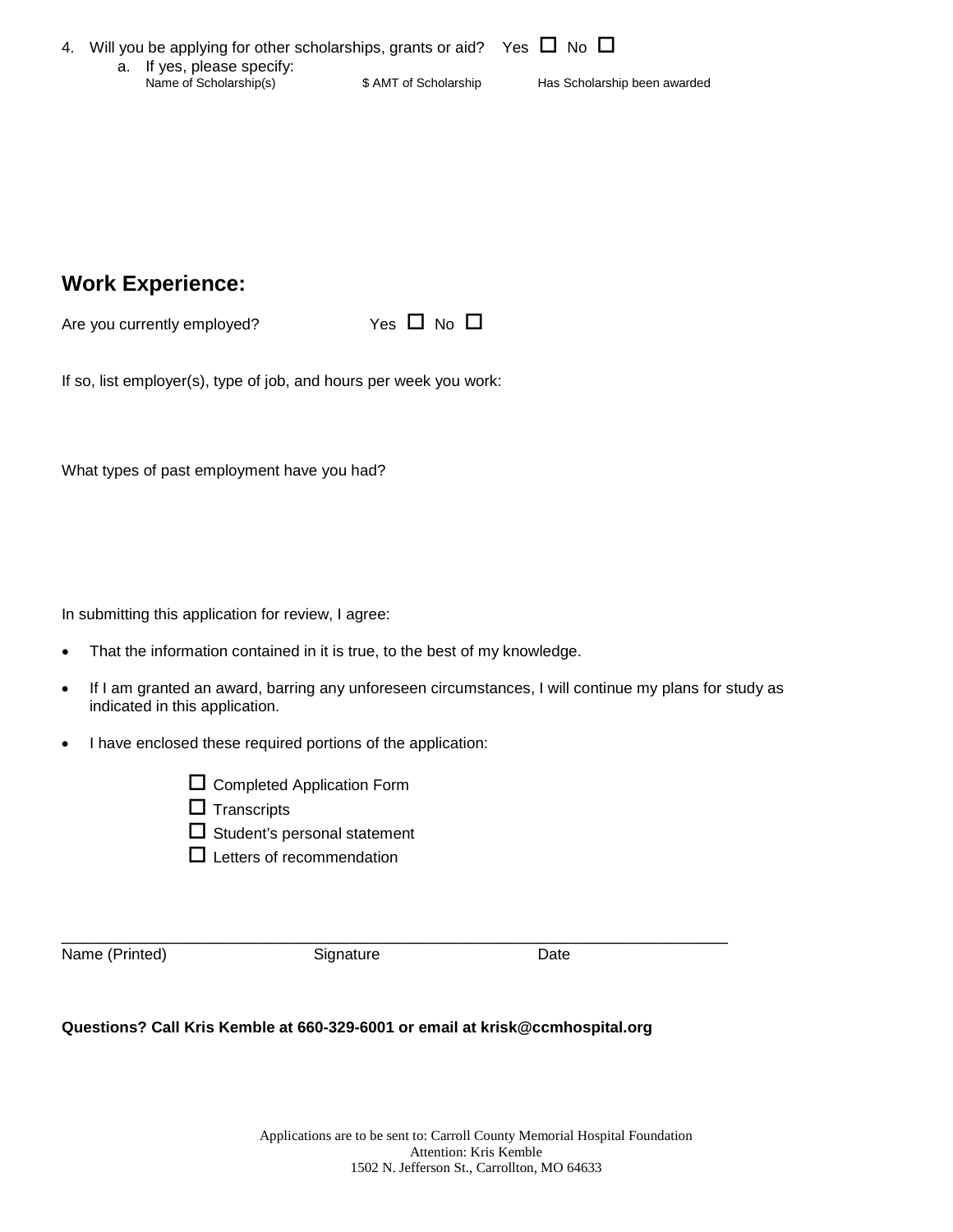4. Will you be applying for other scholarships, grants or aid? Yes ☐ No ☐
   a. If yes, please specify:

| Name of Scholarship(s) | $ AMT of Scholarship | Has Scholarship been awarded |
|---|---|---|

## Work Experience:

Are you currently employed? Yes ☐ No ☐

If so, list employer(s), type of job, and hours per week you work:

What types of past employment have you had?

In submitting this application for review, I agree:

- That the information contained in it is true, to the best of my knowledge.
- If I am granted an award, barring any unforeseen circumstances, I will continue my plans for study as indicated in this application.
- I have enclosed these required portions of the application:

  ☐ Completed Application Form
  ☐ Transcripts
  ☐ Student's personal statement
  ☐ Letters of recommendation

\_\_\_\_\_\_\_\_\_\_\_\_\_\_\_\_\_\_\_\_\_\_\_\_\_\_\_\_\_\_\_\_\_\_\_\_\_\_\_\_\_\_\_\_\_\_\_\_\_\_\_\_\_\_\_\_\_\_\_\_\_\_\_\_\_\_\_\_\_\_\_\_\_\_
Name (Printed) Signature Date

**Questions? Call Kris Kemble at 660-329-6001 or email at krisk@ccmhospital.org**

Applications are to be sent to: Carroll County Memorial Hospital Foundation
Attention: Kris Kemble
1502 N. Jefferson St., Carrollton, MO 64633